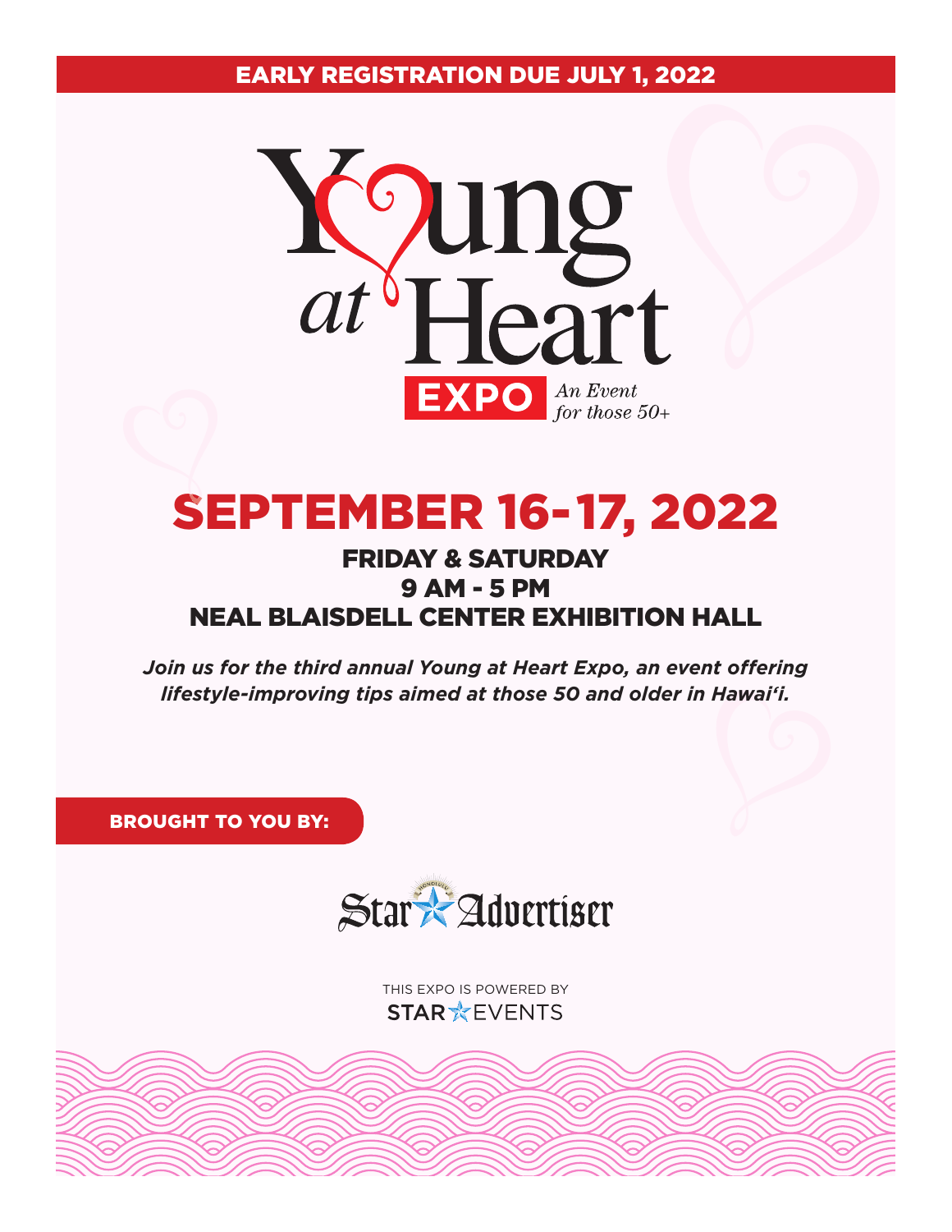**EARLY REGISTRATION DUE JULY 1, 2022**

# Young at Heart EXPO

*An Event for those 50+*

## SEPTEMBER 16-17, 2022

### FRIDAY & SATURDAY
### 9 AM - 5 PM
### NEAL BLAISDELL CENTER EXHIBITION HALL

***Join us for the third annual Young at Heart Expo, an event offering lifestyle-improving tips aimed at those 50 and older in Hawai'i.***

**BROUGHT TO YOU BY:**

Star Advertiser

THIS EXPO IS POWERED BY
STAR EVENTS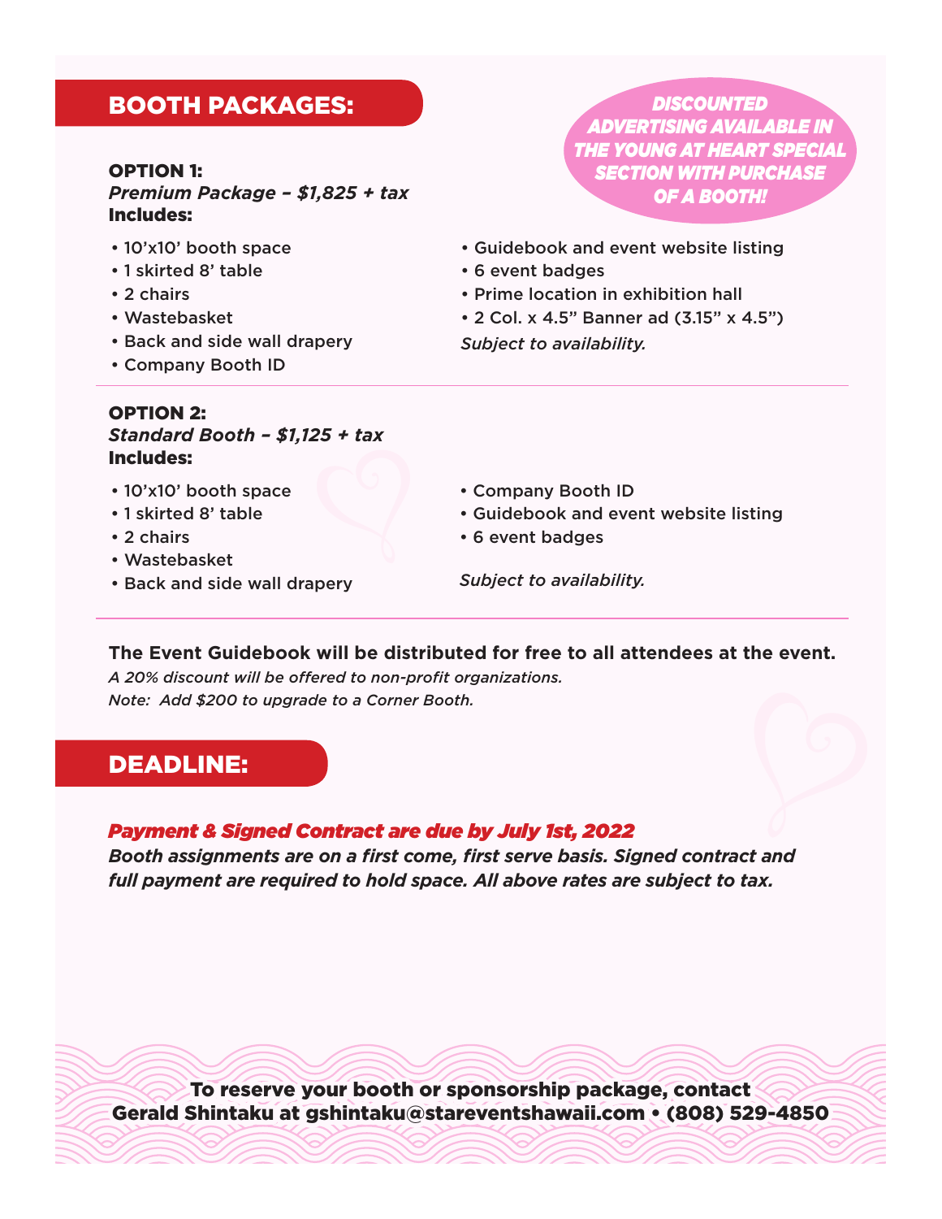## BOOTH PACKAGES:

**DISCOUNTED ADVERTISING AVAILABLE IN THE YOUNG AT HEART SPECIAL SECTION WITH PURCHASE OF A BOOTH!**

**OPTION 1:**
***Premium Package – $1,825 + tax***
**Includes:**

- 10'x10' booth space
- 1 skirted 8' table
- 2 chairs
- Wastebasket
- Back and side wall drapery
- Company Booth ID
- Guidebook and event website listing
- 6 event badges
- Prime location in exhibition hall
- 2 Col. x 4.5" Banner ad (3.15" x 4.5")

*Subject to availability.*

**OPTION 2:**
***Standard Booth – $1,125 + tax***
**Includes:**

- 10'x10' booth space
- 1 skirted 8' table
- 2 chairs
- Wastebasket
- Back and side wall drapery
- Company Booth ID
- Guidebook and event website listing
- 6 event badges

*Subject to availability.*

**The Event Guidebook will be distributed for free to all attendees at the event.**
*A 20% discount will be offered to non-profit organizations.*
*Note: Add $200 to upgrade to a Corner Booth.*

## DEADLINE:

***Payment & Signed Contract are due by July 1st, 2022***

***Booth assignments are on a first come, first serve basis. Signed contract and full payment are required to hold space. All above rates are subject to tax.***

**To reserve your booth or sponsorship package, contact Gerald Shintaku at gshintaku@stareventshawaii.com • (808) 529-4850**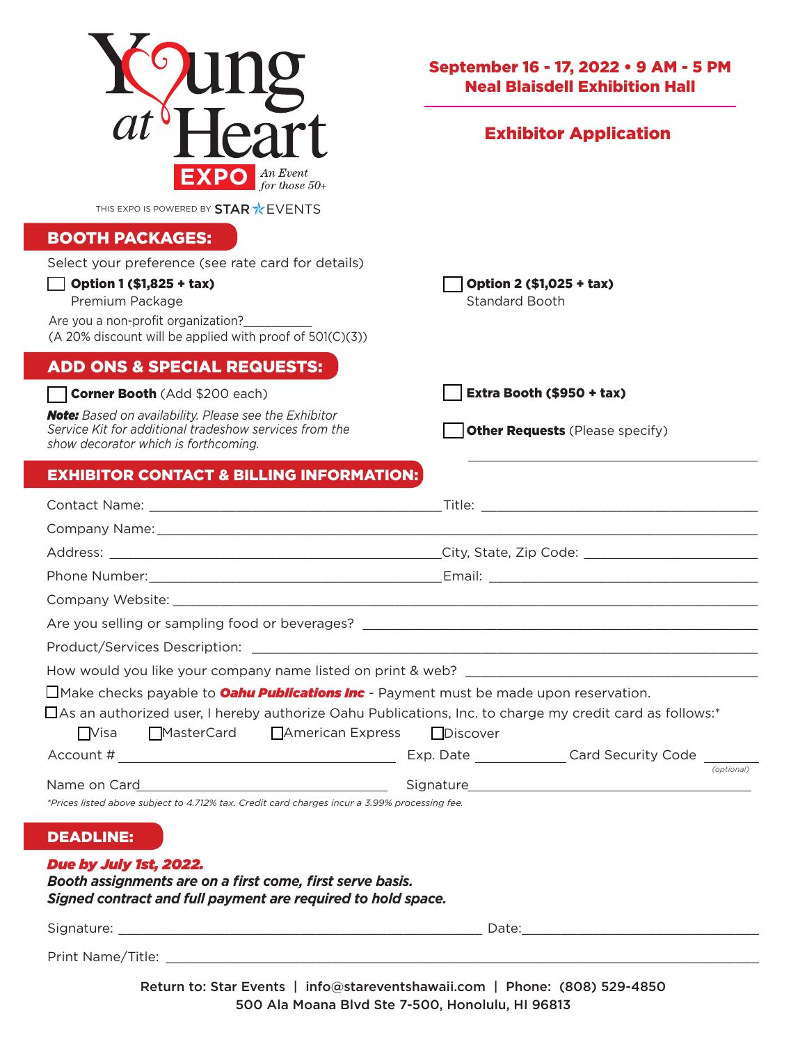# Young at Heart EXPO

An Event for those 50+

THIS EXPO IS POWERED BY STAR EVENTS

**September 16 - 17, 2022 • 9 AM - 5 PM**
**Neal Blaisdell Exhibition Hall**

## Exhibitor Application

## BOOTH PACKAGES:

Select your preference (see rate card for details)

☐ **Option 1 ($1,825 + tax)**
Premium Package

Are you a non-profit organization?__________
(A 20% discount will be applied with proof of 501(C)(3))

☐ **Option 2 ($1,025 + tax)**
Standard Booth

## ADD ONS & SPECIAL REQUESTS:

☐ **Corner Booth** (Add $200 each)

***Note:*** *Based on availability. Please see the Exhibitor Service Kit for additional tradeshow services from the show decorator which is forthcoming.*

☐ **Extra Booth ($950 + tax)**

☐ **Other Requests** (Please specify)

______________________________

## EXHIBITOR CONTACT & BILLING INFORMATION:

Contact Name: ______________________ Title: ______________________

Company Name: ______________________________________________

Address: ______________________ City, State, Zip Code: ______________________

Phone Number: ______________________ Email: ______________________

Company Website: ______________________________________________

Are you selling or sampling food or beverages? ______________________

Product/Services Description: ______________________________________________

How would you like your company name listed on print & web? ______________________

☐ Make checks payable to ***Oahu Publications Inc*** - Payment must be made upon reservation.

☐ As an authorized user, I hereby authorize Oahu Publications, Inc. to charge my credit card as follows:*

☐ Visa ☐ MasterCard ☐ American Express ☐ Discover

Account # ______________________ Exp. Date __________ Card Security Code ________ *(optional)*

Name on Card ______________________ Signature ______________________

*\*Prices listed above subject to 4.712% tax. Credit card charges incur a 3.99% processing fee.*

## DEADLINE:

***Due by July 1st, 2022.***
***Booth assignments are on a first come, first serve basis.***
***Signed contract and full payment are required to hold space.***

Signature: ______________________ Date: ______________________

Print Name/Title: ______________________________________________

**Return to: Star Events | info@stareventshawaii.com | Phone: (808) 529-4850**
**500 Ala Moana Blvd Ste 7-500, Honolulu, HI 96813**